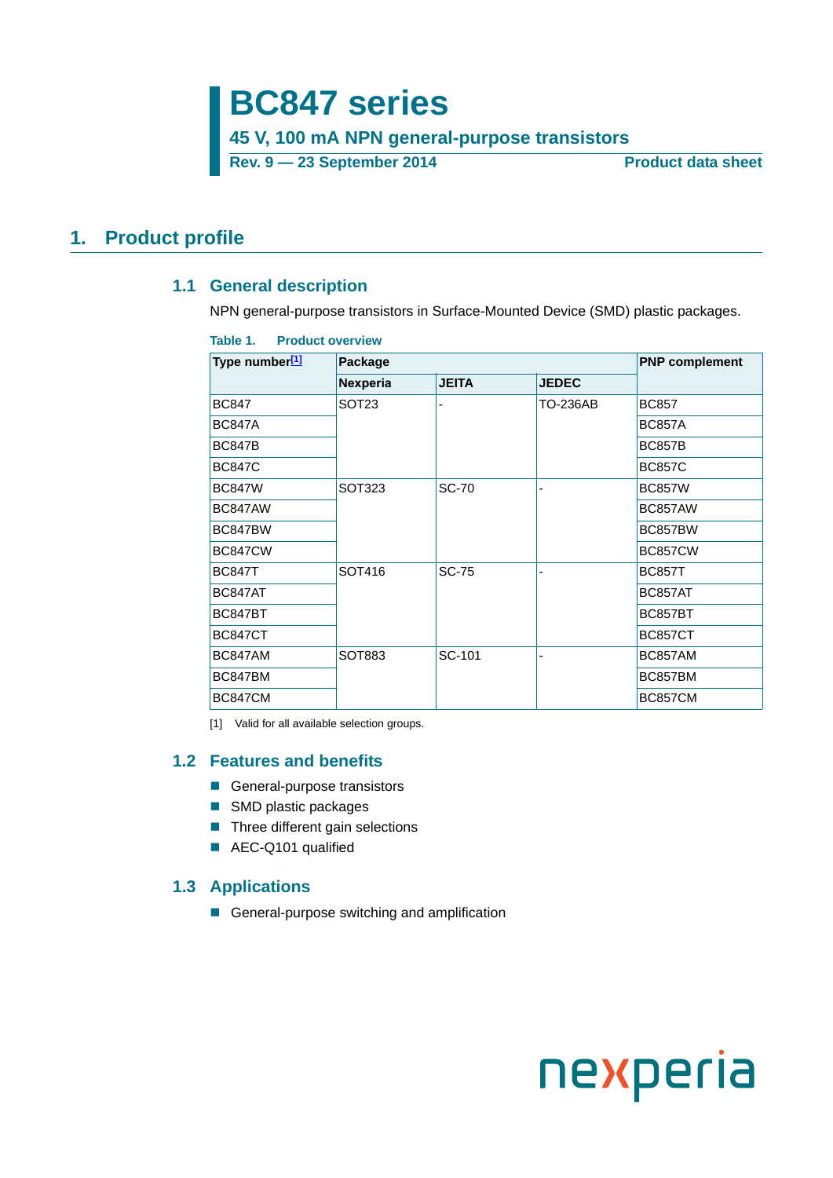# BC847 series

## 45 V, 100 mA NPN general-purpose transistors

**Rev. 9 — 23 September 2014** **Product data sheet**

## 1. Product profile

### 1.1 General description

NPN general-purpose transistors in Surface-Mounted Device (SMD) plastic packages.

**Table 1. Product overview**

| Type number[1] | Package | | | PNP complement |
|---|---|---|---|---|
| | Nexperia | JEITA | JEDEC | |
| BC847 | SOT23 | - | TO-236AB | BC857 |
| BC847A | | | | BC857A |
| BC847B | | | | BC857B |
| BC847C | | | | BC857C |
| BC847W | SOT323 | SC-70 | - | BC857W |
| BC847AW | | | | BC857AW |
| BC847BW | | | | BC857BW |
| BC847CW | | | | BC857CW |
| BC847T | SOT416 | SC-75 | - | BC857T |
| BC847AT | | | | BC857AT |
| BC847BT | | | | BC857BT |
| BC847CT | | | | BC857CT |
| BC847AM | SOT883 | SC-101 | - | BC857AM |
| BC847BM | | | | BC857BM |
| BC847CM | | | | BC857CM |

[1] Valid for all available selection groups.

### 1.2 Features and benefits

- General-purpose transistors
- SMD plastic packages
- Three different gain selections
- AEC-Q101 qualified

### 1.3 Applications

- General-purpose switching and amplification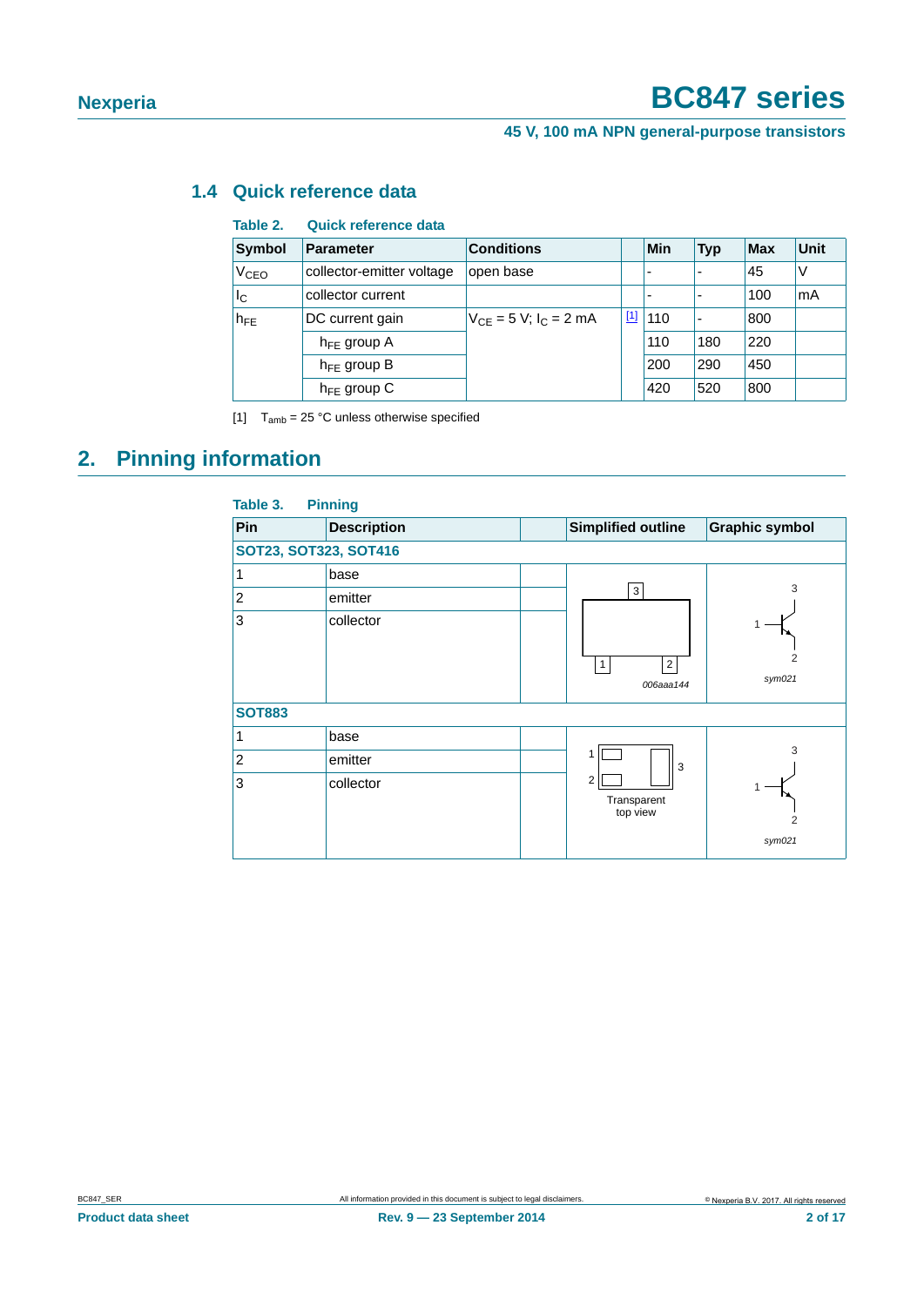### 1.4 Quick reference data

**Table 2. Quick reference data**

| Symbol | Parameter | Conditions | | Min | Typ | Max | Unit |
|---|---|---|---|---|---|---|---|
| $V_{CEO}$ | collector-emitter voltage | open base | | - | - | 45 | V |
| $I_C$ | collector current | | | - | - | 100 | mA |
| $h_{FE}$ | DC current gain | $V_{CE}$ = 5 V; $I_C$ = 2 mA | [1] | 110 | - | 800 | |
| | $h_{FE}$ group A | | | 110 | 180 | 220 | |
| | $h_{FE}$ group B | | | 200 | 290 | 450 | |
| | $h_{FE}$ group C | | | 420 | 520 | 800 | |

[1] $T_{amb}$ = 25 °C unless otherwise specified

## 2. Pinning information

**Table 3. Pinning**

| Pin | Description | | Simplified outline | Graphic symbol |
|---|---|---|---|---|
| **SOT23, SOT323, SOT416** | | | | |
| 1 | base | | 006aaa144 | sym021 |
| 2 | emitter | | | |
| 3 | collector | | | |
| **SOT883** | | | | |
| 1 | base | | Transparent top view | sym021 |
| 2 | emitter | | | |
| 3 | collector | | | |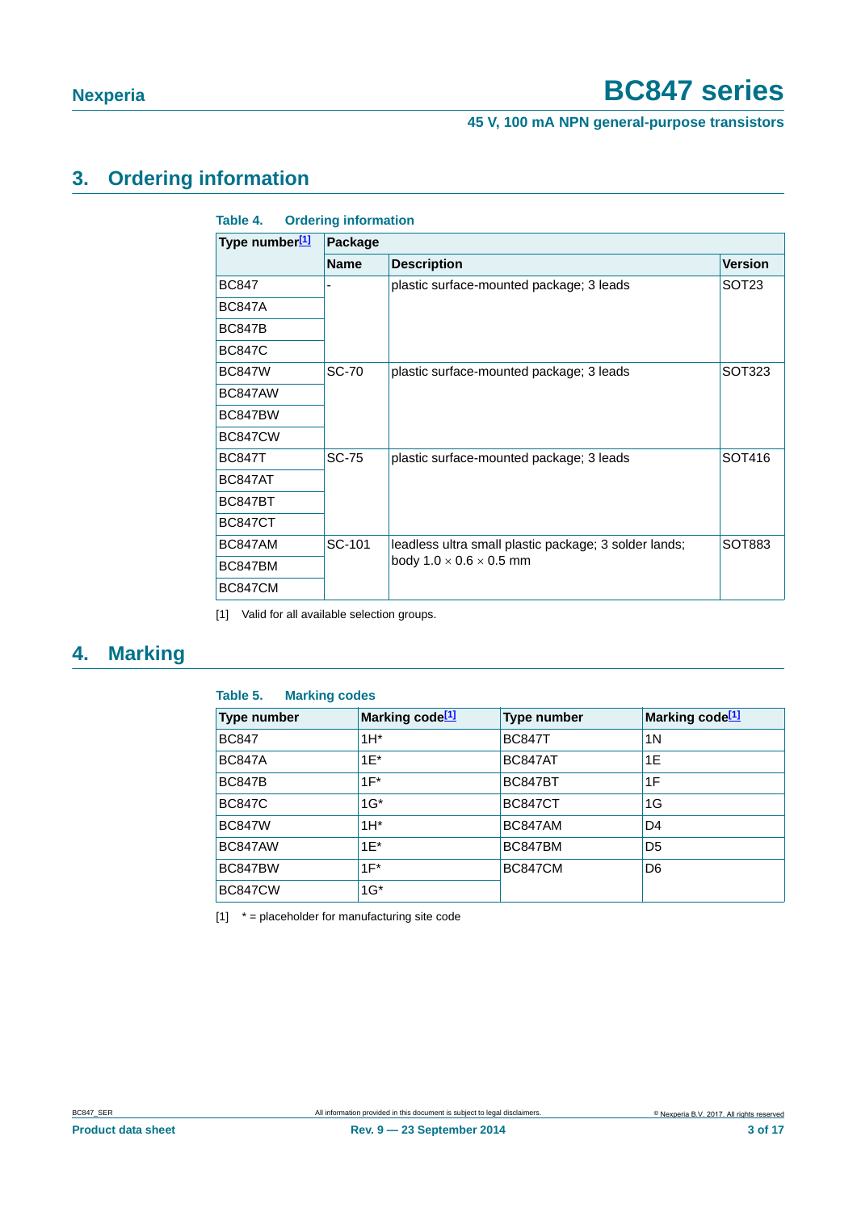## 3. Ordering information

**Table 4. Ordering information**

| Type number[1] | Package | | |
|---|---|---|---|
| | Name | Description | Version |
| BC847 | - | plastic surface-mounted package; 3 leads | SOT23 |
| BC847A | | | |
| BC847B | | | |
| BC847C | | | |
| BC847W | SC-70 | plastic surface-mounted package; 3 leads | SOT323 |
| BC847AW | | | |
| BC847BW | | | |
| BC847CW | | | |
| BC847T | SC-75 | plastic surface-mounted package; 3 leads | SOT416 |
| BC847AT | | | |
| BC847BT | | | |
| BC847CT | | | |
| BC847AM | SC-101 | leadless ultra small plastic package; 3 solder lands; body 1.0 × 0.6 × 0.5 mm | SOT883 |
| BC847BM | | | |
| BC847CM | | | |

[1] Valid for all available selection groups.

## 4. Marking

**Table 5. Marking codes**

| Type number | Marking code[1] | Type number | Marking code[1] |
|---|---|---|---|
| BC847 | 1H* | BC847T | 1N |
| BC847A | 1E* | BC847AT | 1E |
| BC847B | 1F* | BC847BT | 1F |
| BC847C | 1G* | BC847CT | 1G |
| BC847W | 1H* | BC847AM | D4 |
| BC847AW | 1E* | BC847BM | D5 |
| BC847BW | 1F* | BC847CM | D6 |
| BC847CW | 1G* | | |

[1] * = placeholder for manufacturing site code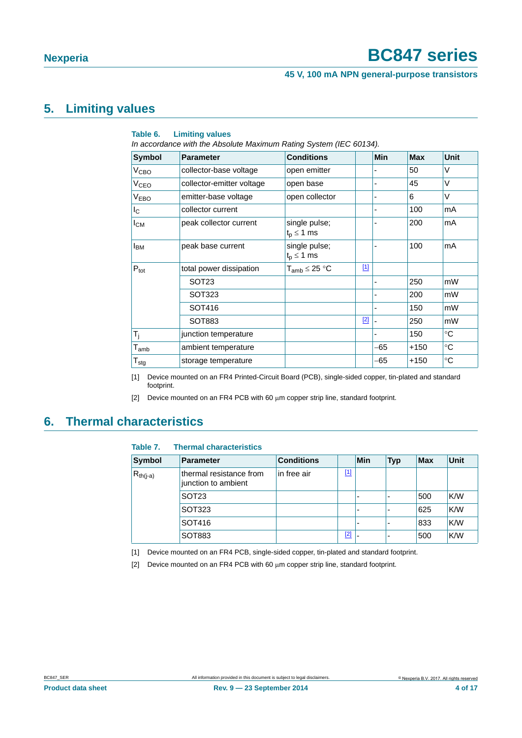## 5. Limiting values

**Table 6. Limiting values**

*In accordance with the Absolute Maximum Rating System (IEC 60134).*

| Symbol | Parameter | Conditions | | Min | Max | Unit |
|---|---|---|---|---|---|---|
| $V_{CBO}$ | collector-base voltage | open emitter | | - | 50 | V |
| $V_{CEO}$ | collector-emitter voltage | open base | | - | 45 | V |
| $V_{EBO}$ | emitter-base voltage | open collector | | - | 6 | V |
| $I_C$ | collector current | | | - | 100 | mA |
| $I_{CM}$ | peak collector current | single pulse; $t_p \leq 1$ ms | | - | 200 | mA |
| $I_{BM}$ | peak base current | single pulse; $t_p \leq 1$ ms | | - | 100 | mA |
| $P_{tot}$ | total power dissipation | $T_{amb} \leq 25$ °C | [1] | | | |
| | SOT23 | | | - | 250 | mW |
| | SOT323 | | | - | 200 | mW |
| | SOT416 | | | - | 150 | mW |
| | SOT883 | | [2] | - | 250 | mW |
| $T_j$ | junction temperature | | | - | 150 | °C |
| $T_{amb}$ | ambient temperature | | | −65 | +150 | °C |
| $T_{stg}$ | storage temperature | | | −65 | +150 | °C |

[1] Device mounted on an FR4 Printed-Circuit Board (PCB), single-sided copper, tin-plated and standard footprint.

[2] Device mounted on an FR4 PCB with 60 μm copper strip line, standard footprint.

## 6. Thermal characteristics

**Table 7. Thermal characteristics**

| Symbol | Parameter | Conditions | | Min | Typ | Max | Unit |
|---|---|---|---|---|---|---|---|
| $R_{th(j-a)}$ | thermal resistance from junction to ambient | in free air | [1] | | | | |
| | SOT23 | | | - | - | 500 | K/W |
| | SOT323 | | | - | - | 625 | K/W |
| | SOT416 | | | - | - | 833 | K/W |
| | SOT883 | | [2] | - | - | 500 | K/W |

[1] Device mounted on an FR4 PCB, single-sided copper, tin-plated and standard footprint.

[2] Device mounted on an FR4 PCB with 60 μm copper strip line, standard footprint.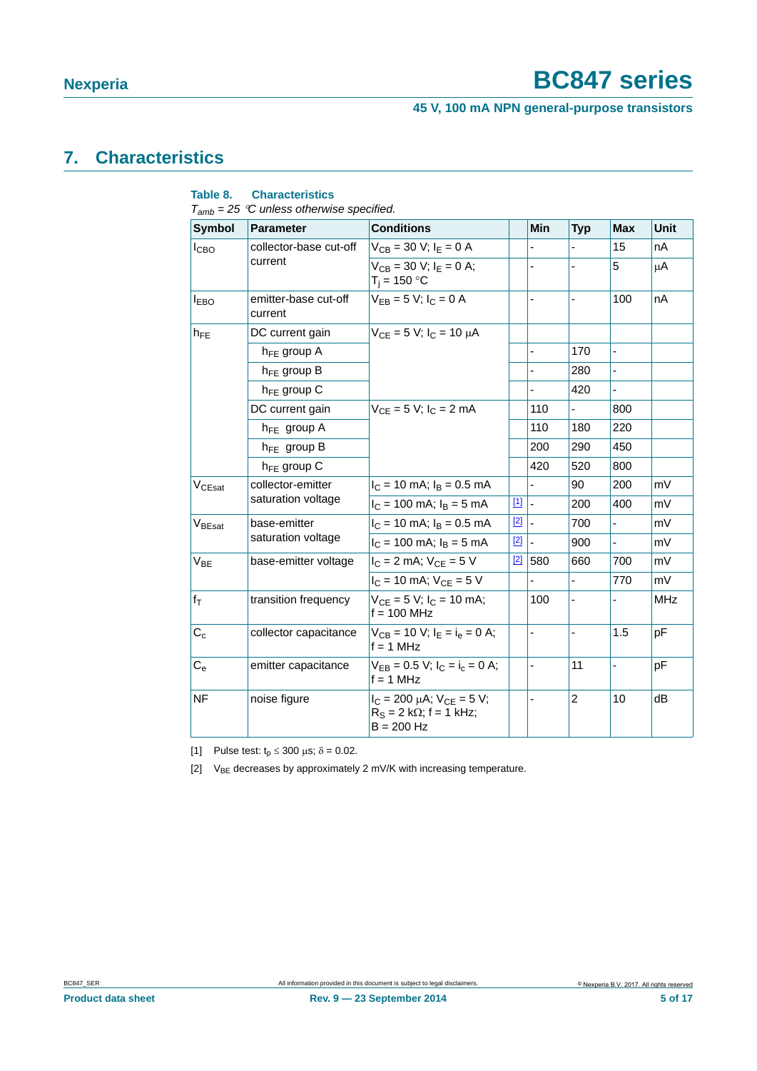## 7. Characteristics

**Table 8. Characteristics**

*$T_{amb}$ = 25 °C unless otherwise specified.*

| Symbol | Parameter | Conditions | | Min | Typ | Max | Unit |
|---|---|---|---|---|---|---|---|
| $I_{CBO}$ | collector-base cut-off current | $V_{CB}$ = 30 V; $I_E$ = 0 A | | - | - | 15 | nA |
| | | $V_{CB}$ = 30 V; $I_E$ = 0 A; $T_j$ = 150 °C | | - | - | 5 | μA |
| $I_{EBO}$ | emitter-base cut-off current | $V_{EB}$ = 5 V; $I_C$ = 0 A | | - | - | 100 | nA |
| $h_{FE}$ | DC current gain | $V_{CE}$ = 5 V; $I_C$ = 10 μA | | | | | |
| | $h_{FE}$ group A | | | - | 170 | - | |
| | $h_{FE}$ group B | | | - | 280 | - | |
| | $h_{FE}$ group C | | | - | 420 | - | |
| | DC current gain | $V_{CE}$ = 5 V; $I_C$ = 2 mA | | 110 | - | 800 | |
| | $h_{FE}$ group A | | | 110 | 180 | 220 | |
| | $h_{FE}$ group B | | | 200 | 290 | 450 | |
| | $h_{FE}$ group C | | | 420 | 520 | 800 | |
| $V_{CEsat}$ | collector-emitter saturation voltage | $I_C$ = 10 mA; $I_B$ = 0.5 mA | | - | 90 | 200 | mV |
| | | $I_C$ = 100 mA; $I_B$ = 5 mA | [1] | - | 200 | 400 | mV |
| $V_{BEsat}$ | base-emitter saturation voltage | $I_C$ = 10 mA; $I_B$ = 0.5 mA | [2] | - | 700 | - | mV |
| | | $I_C$ = 100 mA; $I_B$ = 5 mA | [2] | - | 900 | - | mV |
| $V_{BE}$ | base-emitter voltage | $I_C$ = 2 mA; $V_{CE}$ = 5 V | [2] | 580 | 660 | 700 | mV |
| | | $I_C$ = 10 mA; $V_{CE}$ = 5 V | | - | - | 770 | mV |
| $f_T$ | transition frequency | $V_{CE}$ = 5 V; $I_C$ = 10 mA; f = 100 MHz | | 100 | - | - | MHz |
| $C_c$ | collector capacitance | $V_{CB}$ = 10 V; $I_E$ = $i_e$ = 0 A; f = 1 MHz | | - | - | 1.5 | pF |
| $C_e$ | emitter capacitance | $V_{EB}$ = 0.5 V; $I_C$ = $i_c$ = 0 A; f = 1 MHz | | - | 11 | - | pF |
| NF | noise figure | $I_C$ = 200 μA; $V_{CE}$ = 5 V; $R_S$ = 2 kΩ; f = 1 kHz; B = 200 Hz | | - | 2 | 10 | dB |

[1] Pulse test: $t_p$ ≤ 300 μs; δ = 0.02.

[2] $V_{BE}$ decreases by approximately 2 mV/K with increasing temperature.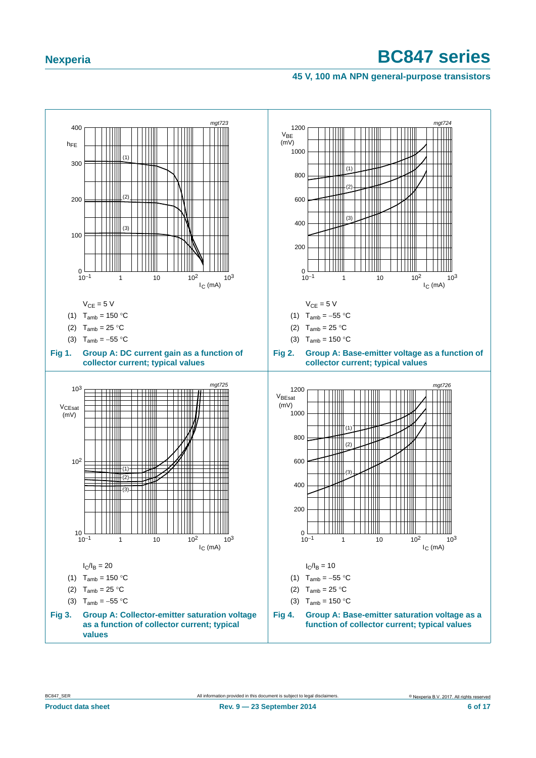$V_{CE} = 5$ V

(1) $T_{amb} = 150$ °C

(2) $T_{amb} = 25$ °C

(3) $T_{amb} = -55$ °C

**Fig 1. Group A: DC current gain as a function of collector current; typical values**

$V_{CE} = 5$ V

(1) $T_{amb} = -55$ °C

(2) $T_{amb} = 25$ °C

(3) $T_{amb} = 150$ °C

**Fig 2. Group A: Base-emitter voltage as a function of collector current; typical values**

$I_C/I_B = 20$

(1) $T_{amb} = 150$ °C

(2) $T_{amb} = 25$ °C

(3) $T_{amb} = -55$ °C

**Fig 3. Group A: Collector-emitter saturation voltage as a function of collector current; typical values**

$I_C/I_B = 10$

(1) $T_{amb} = -55$ °C

(2) $T_{amb} = 25$ °C

(3) $T_{amb} = 150$ °C

**Fig 4. Group A: Base-emitter saturation voltage as a function of collector current; typical values**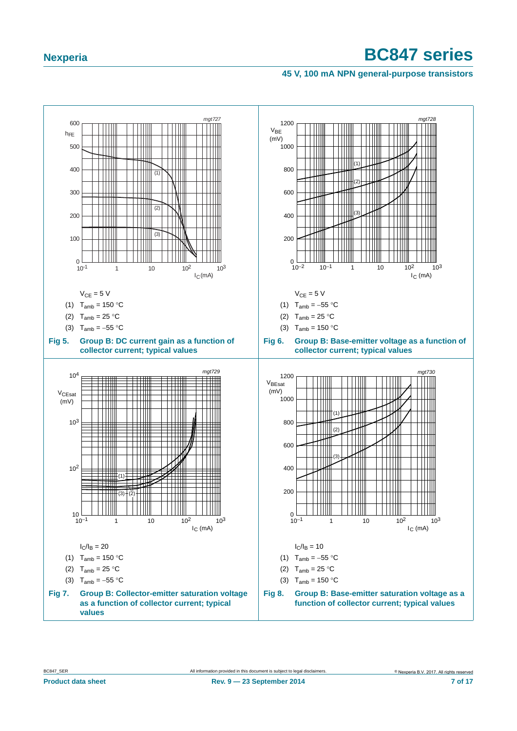$V_{CE}$ = 5 V

(1) $T_{amb}$ = 150 °C

(2) $T_{amb}$ = 25 °C

(3) $T_{amb}$ = −55 °C

**Fig 5. Group B: DC current gain as a function of collector current; typical values**

$V_{CE}$ = 5 V

(1) $T_{amb}$ = −55 °C

(2) $T_{amb}$ = 25 °C

(3) $T_{amb}$ = 150 °C

**Fig 6. Group B: Base-emitter voltage as a function of collector current; typical values**

$I_C/I_B$ = 20

(1) $T_{amb}$ = 150 °C

(2) $T_{amb}$ = 25 °C

(3) $T_{amb}$ = −55 °C

**Fig 7. Group B: Collector-emitter saturation voltage as a function of collector current; typical values**

$I_C/I_B$ = 10

(1) $T_{amb}$ = −55 °C

(2) $T_{amb}$ = 25 °C

(3) $T_{amb}$ = 150 °C

**Fig 8. Group B: Base-emitter saturation voltage as a function of collector current; typical values**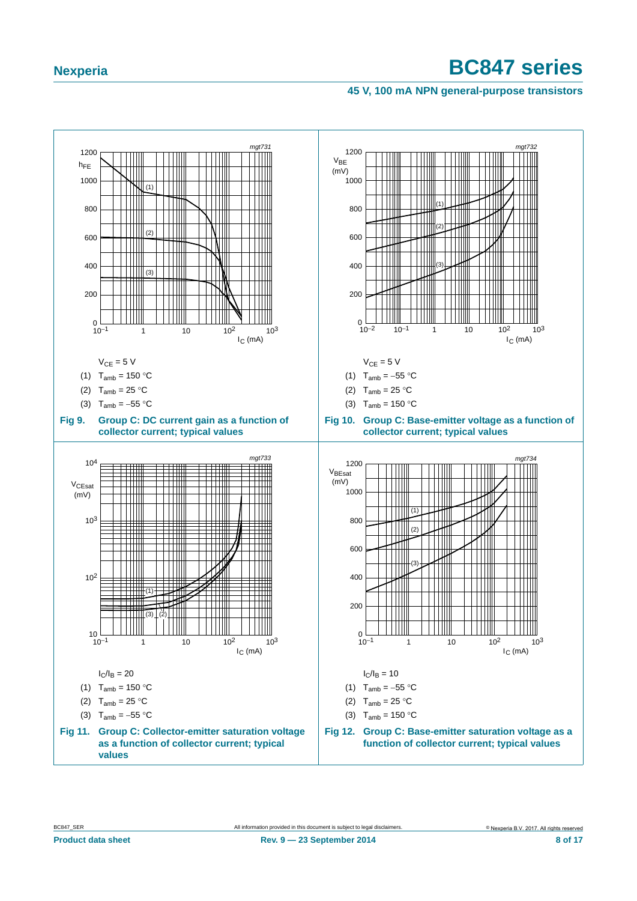$V_{CE}$ = 5 V

(1) $T_{amb}$ = 150 °C

(2) $T_{amb}$ = 25 °C

(3) $T_{amb}$ = −55 °C

**Fig 9. Group C: DC current gain as a function of collector current; typical values**

$V_{CE}$ = 5 V

(1) $T_{amb}$ = −55 °C

(2) $T_{amb}$ = 25 °C

(3) $T_{amb}$ = 150 °C

**Fig 10. Group C: Base-emitter voltage as a function of collector current; typical values**

$I_C/I_B$ = 20

(1) $T_{amb}$ = 150 °C

(2) $T_{amb}$ = 25 °C

(3) $T_{amb}$ = −55 °C

**Fig 11. Group C: Collector-emitter saturation voltage as a function of collector current; typical values**

$I_C/I_B$ = 10

(1) $T_{amb}$ = −55 °C

(2) $T_{amb}$ = 25 °C

(3) $T_{amb}$ = 150 °C

**Fig 12. Group C: Base-emitter saturation voltage as a function of collector current; typical values**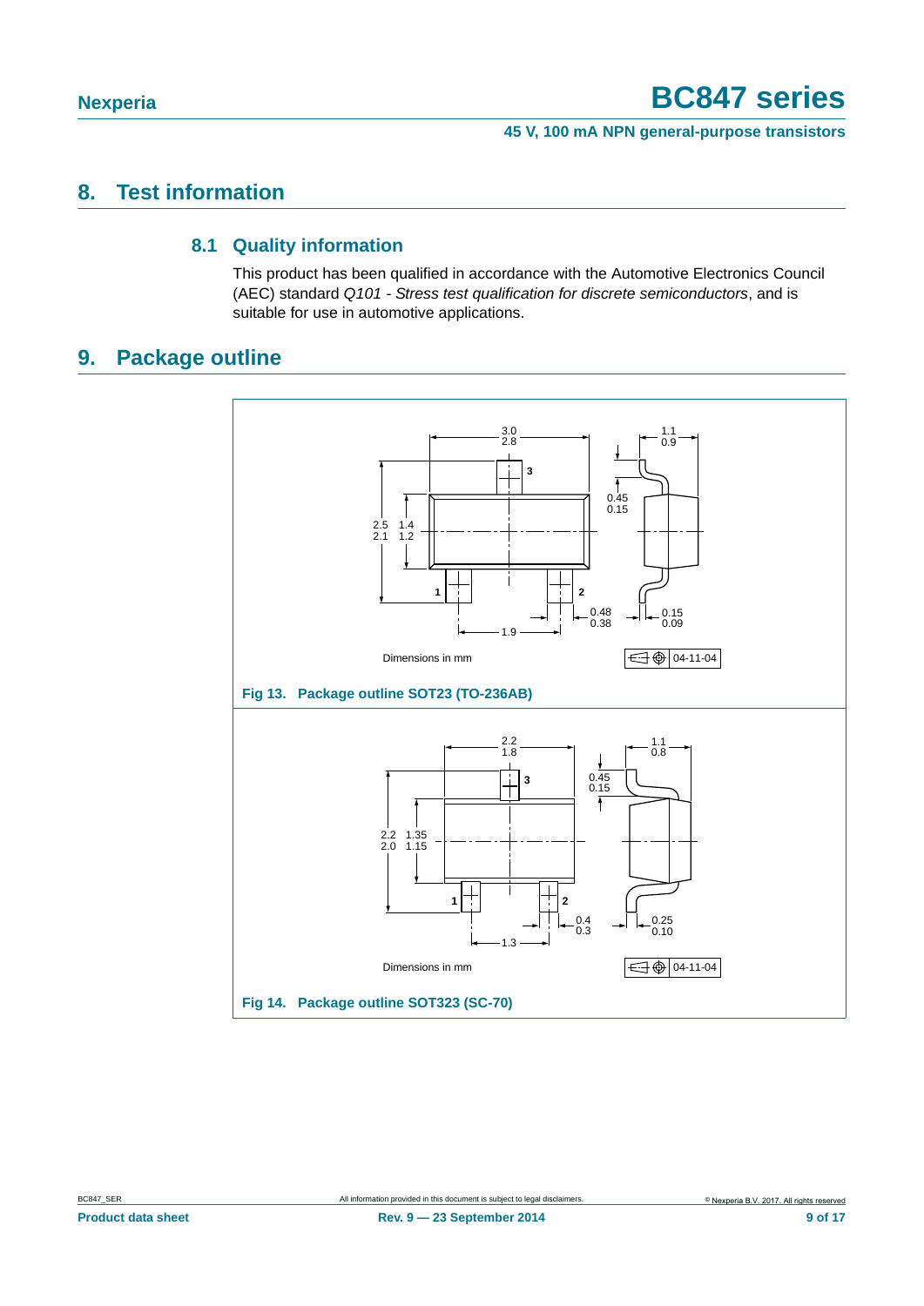## 8. Test information

### 8.1 Quality information

This product has been qualified in accordance with the Automotive Electronics Council (AEC) standard *Q101 - Stress test qualification for discrete semiconductors*, and is suitable for use in automotive applications.

## 9. Package outline

Dimensions in mm

04-11-04

**Fig 13. Package outline SOT23 (TO-236AB)**

Dimensions in mm

04-11-04

**Fig 14. Package outline SOT323 (SC-70)**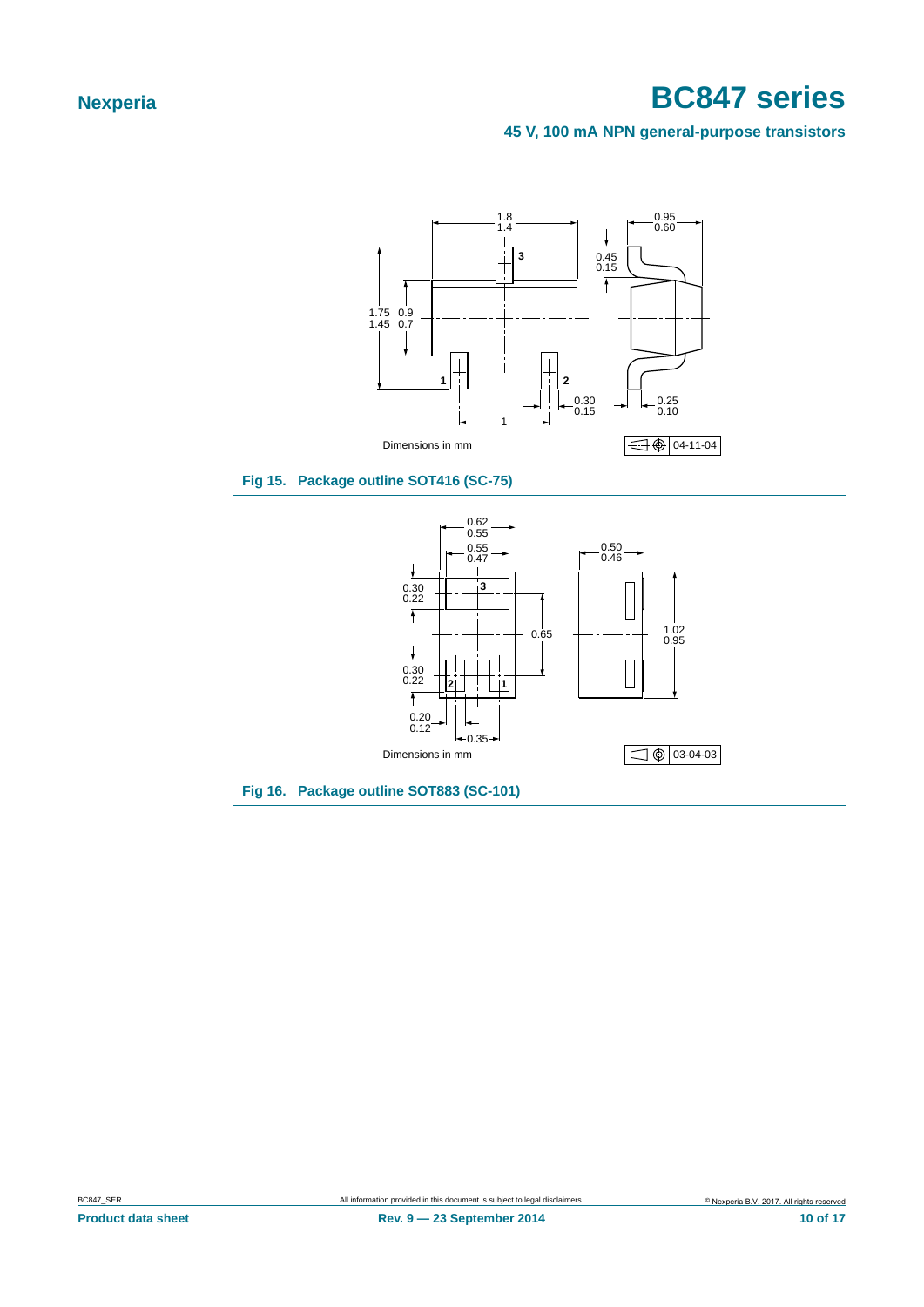Dimensions in mm

04-11-04

**Fig 15. Package outline SOT416 (SC-75)**

Dimensions in mm

03-04-03

**Fig 16. Package outline SOT883 (SC-101)**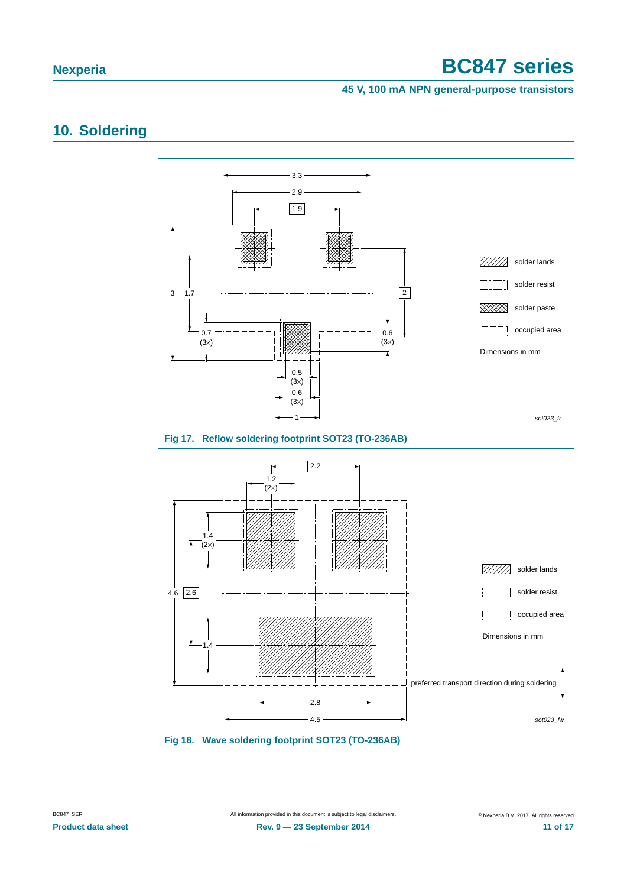## 10. Soldering

Fig 17. Reflow soldering footprint SOT23 (TO-236AB)

Fig 18. Wave soldering footprint SOT23 (TO-236AB)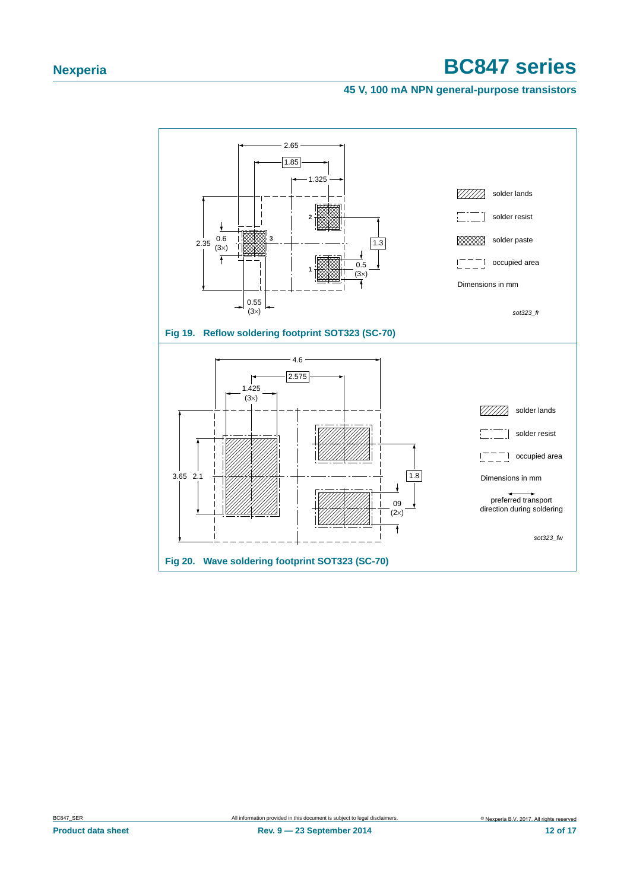Fig 19. Reflow soldering footprint SOT323 (SC-70)

Fig 20. Wave soldering footprint SOT323 (SC-70)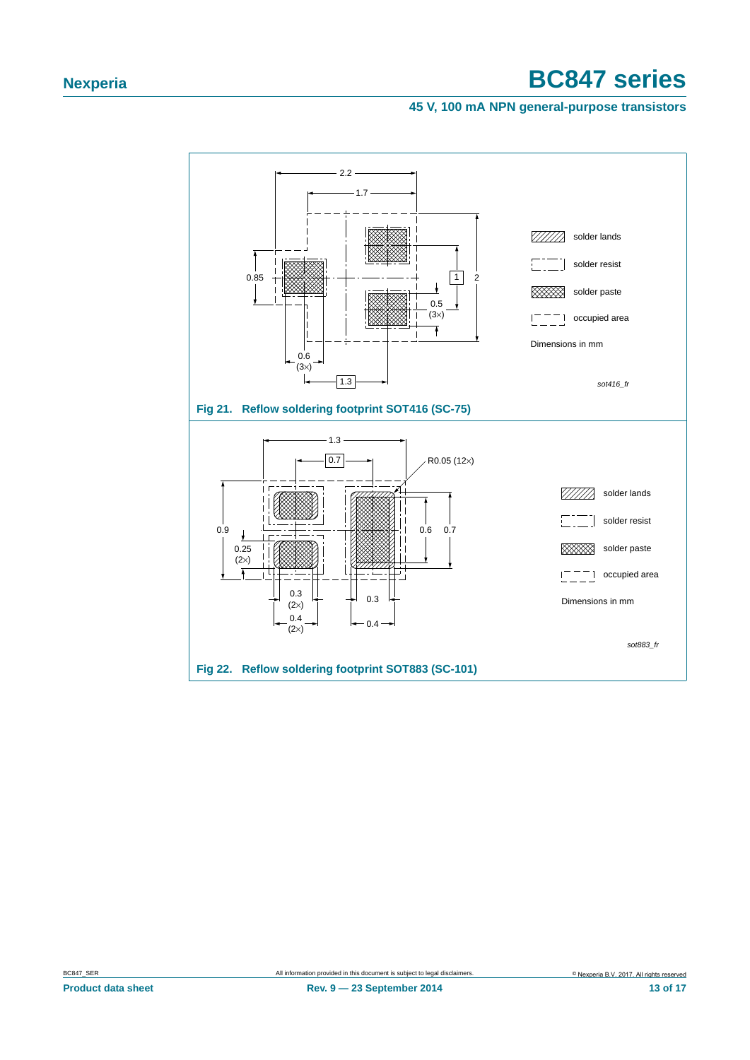Fig 21. Reflow soldering footprint SOT416 (SC-75)

Fig 22. Reflow soldering footprint SOT883 (SC-101)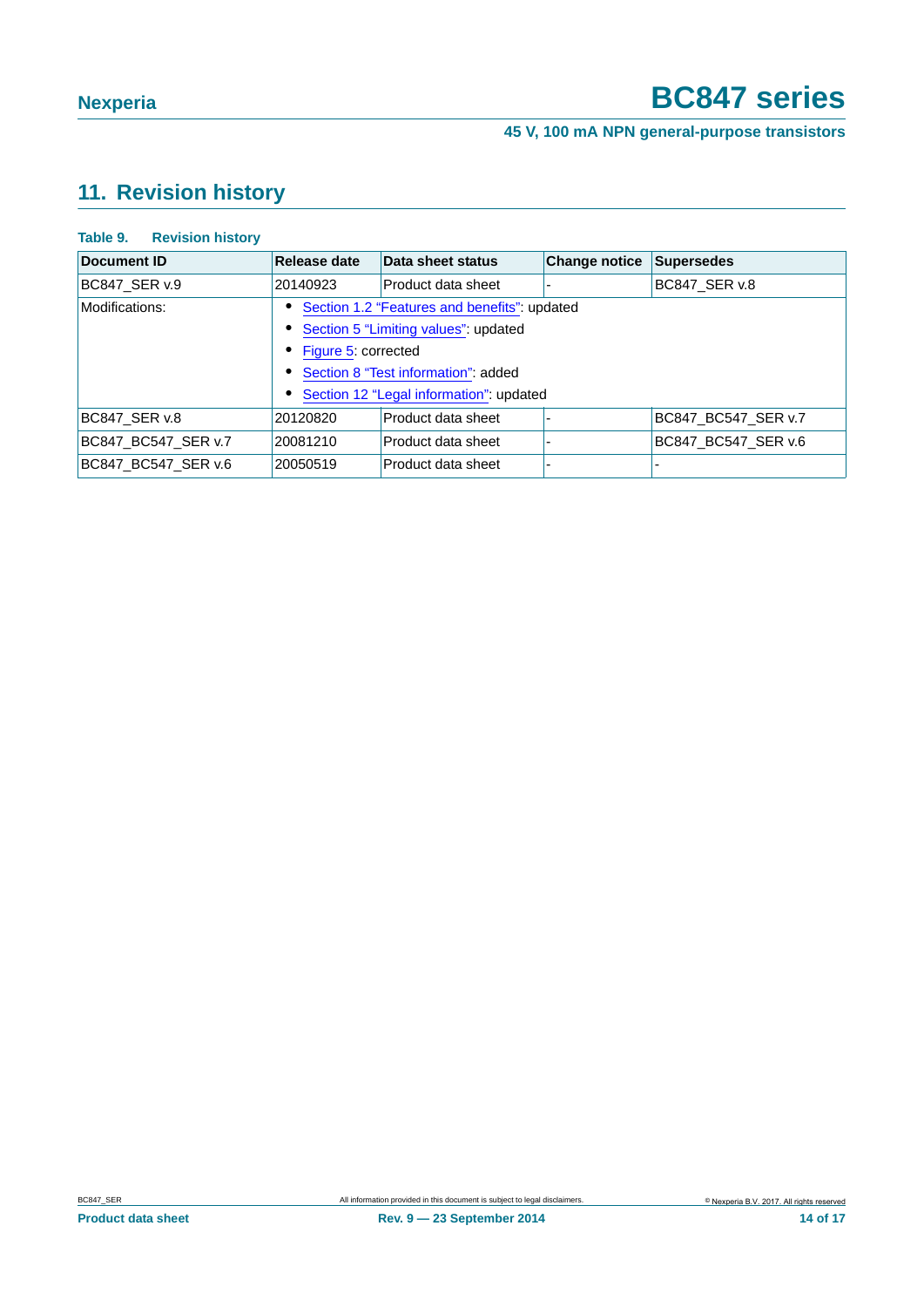## 11. Revision history

**Table 9. Revision history**

| Document ID | Release date | Data sheet status | Change notice | Supersedes |
|---|---|---|---|---|
| BC847_SER v.9 | 20140923 | Product data sheet | - | BC847_SER v.8 |
| Modifications: | • Section 1.2 "Features and benefits": updated<br>• Section 5 "Limiting values": updated<br>• Figure 5: corrected<br>• Section 8 "Test information": added<br>• Section 12 "Legal information": updated | | | |
| BC847_SER v.8 | 20120820 | Product data sheet | - | BC847_BC547_SER v.7 |
| BC847_BC547_SER v.7 | 20081210 | Product data sheet | - | BC847_BC547_SER v.6 |
| BC847_BC547_SER v.6 | 20050519 | Product data sheet | - | - |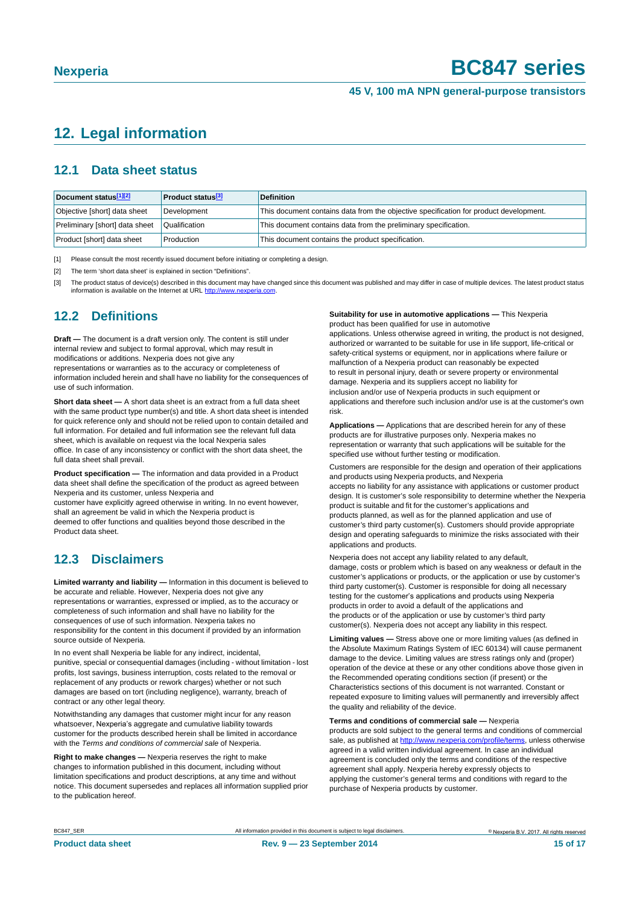# 12. Legal information

## 12.1 Data sheet status

| Document status[1][2] | Product status[3] | Definition |
| --- | --- | --- |
| Objective [short] data sheet | Development | This document contains data from the objective specification for product development. |
| Preliminary [short] data sheet | Qualification | This document contains data from the preliminary specification. |
| Product [short] data sheet | Production | This document contains the product specification. |

[1] Please consult the most recently issued document before initiating or completing a design.

[2] The term 'short data sheet' is explained in section "Definitions".

[3] The product status of device(s) described in this document may have changed since this document was published and may differ in case of multiple devices. The latest product status information is available on the Internet at URL http://www.nexperia.com.

## 12.2 Definitions

**Draft —** The document is a draft version only. The content is still under internal review and subject to formal approval, which may result in modifications or additions. Nexperia does not give any representations or warranties as to the accuracy or completeness of information included herein and shall have no liability for the consequences of use of such information.

**Short data sheet —** A short data sheet is an extract from a full data sheet with the same product type number(s) and title. A short data sheet is intended for quick reference only and should not be relied upon to contain detailed and full information. For detailed and full information see the relevant full data sheet, which is available on request via the local Nexperia sales office. In case of any inconsistency or conflict with the short data sheet, the full data sheet shall prevail.

**Product specification —** The information and data provided in a Product data sheet shall define the specification of the product as agreed between Nexperia and its customer, unless Nexperia and customer have explicitly agreed otherwise in writing. In no event however, shall an agreement be valid in which the Nexperia product is deemed to offer functions and qualities beyond those described in the Product data sheet.

## 12.3 Disclaimers

**Limited warranty and liability —** Information in this document is believed to be accurate and reliable. However, Nexperia does not give any representations or warranties, expressed or implied, as to the accuracy or completeness of such information and shall have no liability for the consequences of use of such information. Nexperia takes no responsibility for the content in this document if provided by an information source outside of Nexperia.

In no event shall Nexperia be liable for any indirect, incidental, punitive, special or consequential damages (including - without limitation - lost profits, lost savings, business interruption, costs related to the removal or replacement of any products or rework charges) whether or not such damages are based on tort (including negligence), warranty, breach of contract or any other legal theory.

Notwithstanding any damages that customer might incur for any reason whatsoever, Nexperia's aggregate and cumulative liability towards customer for the products described herein shall be limited in accordance with the *Terms and conditions of commercial sale* of Nexperia.

**Right to make changes —** Nexperia reserves the right to make changes to information published in this document, including without limitation specifications and product descriptions, at any time and without notice. This document supersedes and replaces all information supplied prior to the publication hereof.

**Suitability for use in automotive applications —** This Nexperia product has been qualified for use in automotive applications. Unless otherwise agreed in writing, the product is not designed, authorized or warranted to be suitable for use in life support, life-critical or safety-critical systems or equipment, nor in applications where failure or malfunction of a Nexperia product can reasonably be expected to result in personal injury, death or severe property or environmental damage. Nexperia and its suppliers accept no liability for inclusion and/or use of Nexperia products in such equipment or applications and therefore such inclusion and/or use is at the customer's own risk.

**Applications —** Applications that are described herein for any of these products are for illustrative purposes only. Nexperia makes no representation or warranty that such applications will be suitable for the specified use without further testing or modification.

Customers are responsible for the design and operation of their applications and products using Nexperia products, and Nexperia accepts no liability for any assistance with applications or customer product design. It is customer's sole responsibility to determine whether the Nexperia product is suitable and fit for the customer's applications and products planned, as well as for the planned application and use of customer's third party customer(s). Customers should provide appropriate design and operating safeguards to minimize the risks associated with their applications and products.

Nexperia does not accept any liability related to any default, damage, costs or problem which is based on any weakness or default in the customer's applications or products, or the application or use by customer's third party customer(s). Customer is responsible for doing all necessary testing for the customer's applications and products using Nexperia products in order to avoid a default of the applications and the products or of the application or use by customer's third party customer(s). Nexperia does not accept any liability in this respect.

**Limiting values —** Stress above one or more limiting values (as defined in the Absolute Maximum Ratings System of IEC 60134) will cause permanent damage to the device. Limiting values are stress ratings only and (proper) operation of the device at these or any other conditions above those given in the Recommended operating conditions section (if present) or the Characteristics sections of this document is not warranted. Constant or repeated exposure to limiting values will permanently and irreversibly affect the quality and reliability of the device.

**Terms and conditions of commercial sale —** Nexperia products are sold subject to the general terms and conditions of commercial sale, as published at http://www.nexperia.com/profile/terms, unless otherwise agreed in a valid written individual agreement. In case an individual agreement is concluded only the terms and conditions of the respective agreement shall apply. Nexperia hereby expressly objects to applying the customer's general terms and conditions with regard to the purchase of Nexperia products by customer.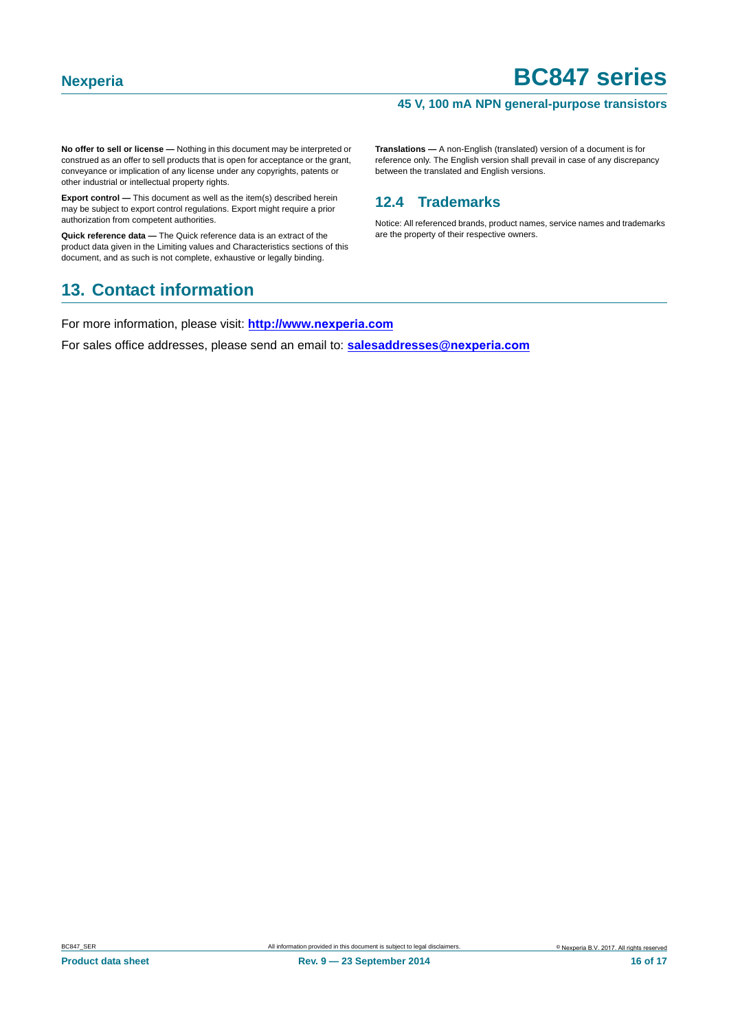**No offer to sell or license —** Nothing in this document may be interpreted or construed as an offer to sell products that is open for acceptance or the grant, conveyance or implication of any license under any copyrights, patents or other industrial or intellectual property rights.

**Export control —** This document as well as the item(s) described herein may be subject to export control regulations. Export might require a prior authorization from competent authorities.

**Quick reference data —** The Quick reference data is an extract of the product data given in the Limiting values and Characteristics sections of this document, and as such is not complete, exhaustive or legally binding.

**Translations —** A non-English (translated) version of a document is for reference only. The English version shall prevail in case of any discrepancy between the translated and English versions.

### 12.4 Trademarks

Notice: All referenced brands, product names, service names and trademarks are the property of their respective owners.

## 13. Contact information

For more information, please visit: **http://www.nexperia.com**

For sales office addresses, please send an email to: **salesaddresses@nexperia.com**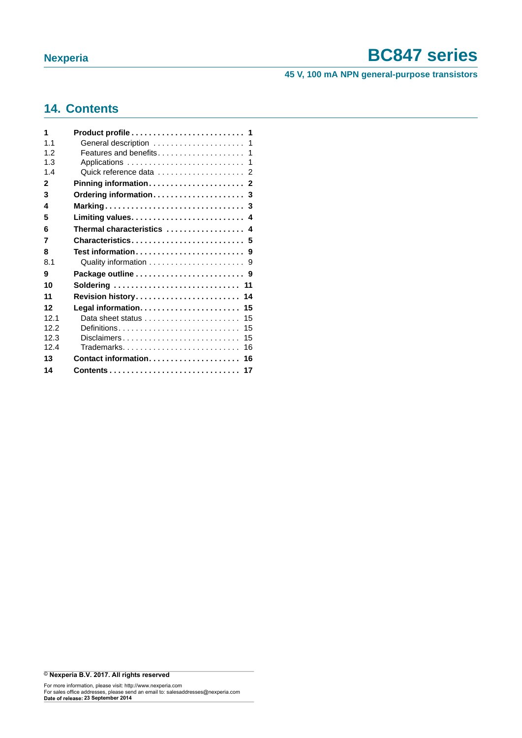## 14. Contents

| | | |
|---|---|---|
| **1** | **Product profile** | **1** |
| 1.1 | General description | 1 |
| 1.2 | Features and benefits | 1 |
| 1.3 | Applications | 1 |
| 1.4 | Quick reference data | 2 |
| **2** | **Pinning information** | **2** |
| **3** | **Ordering information** | **3** |
| **4** | **Marking** | **3** |
| **5** | **Limiting values** | **4** |
| **6** | **Thermal characteristics** | **4** |
| **7** | **Characteristics** | **5** |
| **8** | **Test information** | **9** |
| 8.1 | Quality information | 9 |
| **9** | **Package outline** | **9** |
| **10** | **Soldering** | **11** |
| **11** | **Revision history** | **14** |
| **12** | **Legal information** | **15** |
| 12.1 | Data sheet status | 15 |
| 12.2 | Definitions | 15 |
| 12.3 | Disclaimers | 15 |
| 12.4 | Trademarks | 16 |
| **13** | **Contact information** | **16** |
| **14** | **Contents** | **17** |

**© Nexperia B.V. 2017. All rights reserved**

For more information, please visit: http://www.nexperia.com
For sales office addresses, please send an email to: salesaddresses@nexperia.com
**Date of release: 23 September 2014**